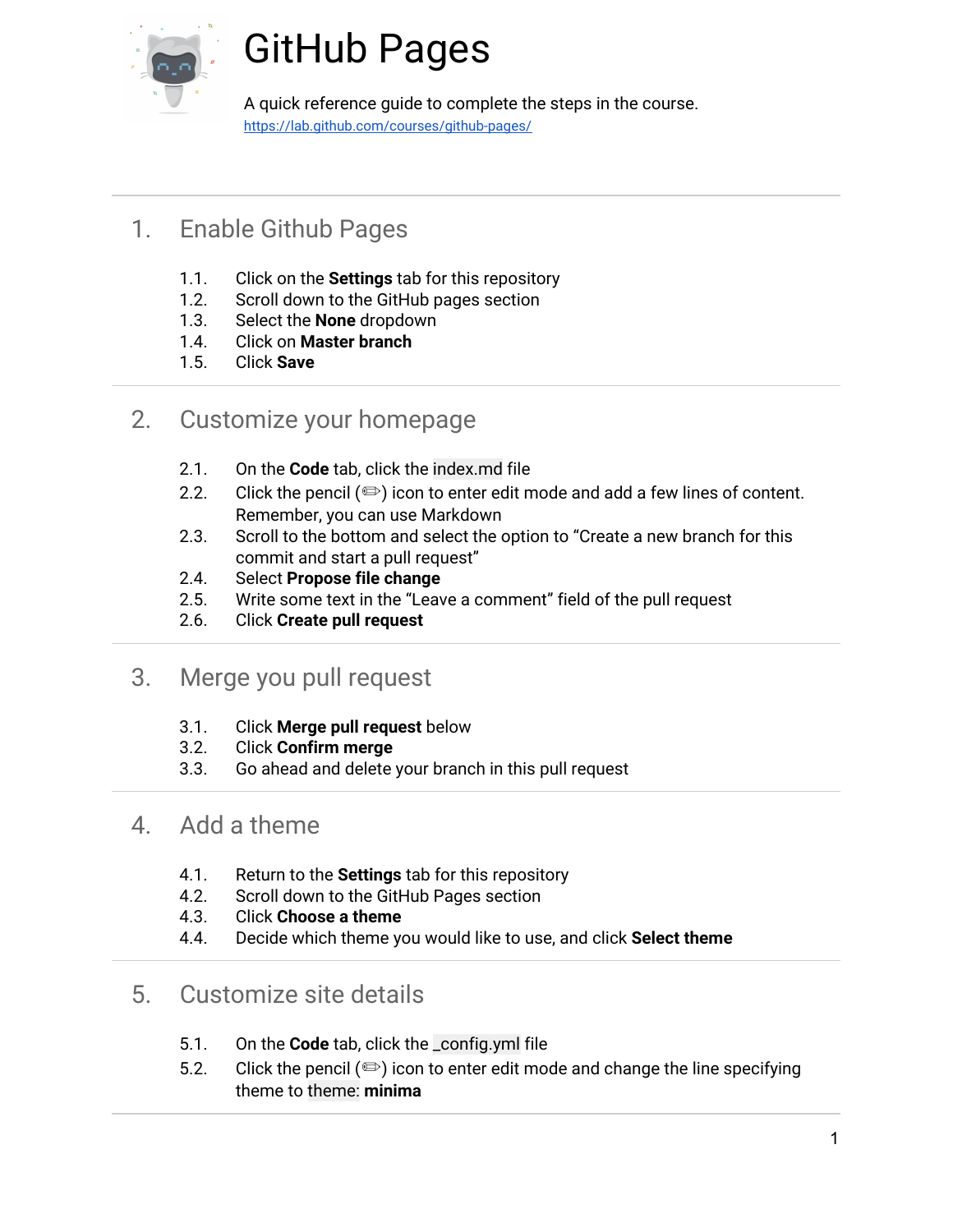# GitHub Pages

A quick reference guide to complete the steps in the course.
https://lab.github.com/courses/github-pages/

## 1. Enable Github Pages

1.1. Click on the **Settings** tab for this repository
1.2. Scroll down to the GitHub pages section
1.3. Select the **None** dropdown
1.4. Click on **Master branch**
1.5. Click **Save**

## 2. Customize your homepage

2.1. On the **Code** tab, click the `index.md` file
2.2. Click the pencil (✏) icon to enter edit mode and add a few lines of content. Remember, you can use Markdown
2.3. Scroll to the bottom and select the option to "Create a new branch for this commit and start a pull request"
2.4. Select **Propose file change**
2.5. Write some text in the "Leave a comment" field of the pull request
2.6. Click **Create pull request**

## 3. Merge you pull request

3.1. Click **Merge pull request** below
3.2. Click **Confirm merge**
3.3. Go ahead and delete your branch in this pull request

## 4. Add a theme

4.1. Return to the **Settings** tab for this repository
4.2. Scroll down to the GitHub Pages section
4.3. Click **Choose a theme**
4.4. Decide which theme you would like to use, and click **Select theme**

## 5. Customize site details

5.1. On the **Code** tab, click the `_config.yml` file
5.2. Click the pencil (✏) icon to enter edit mode and change the line specifying theme to `theme:` **minima**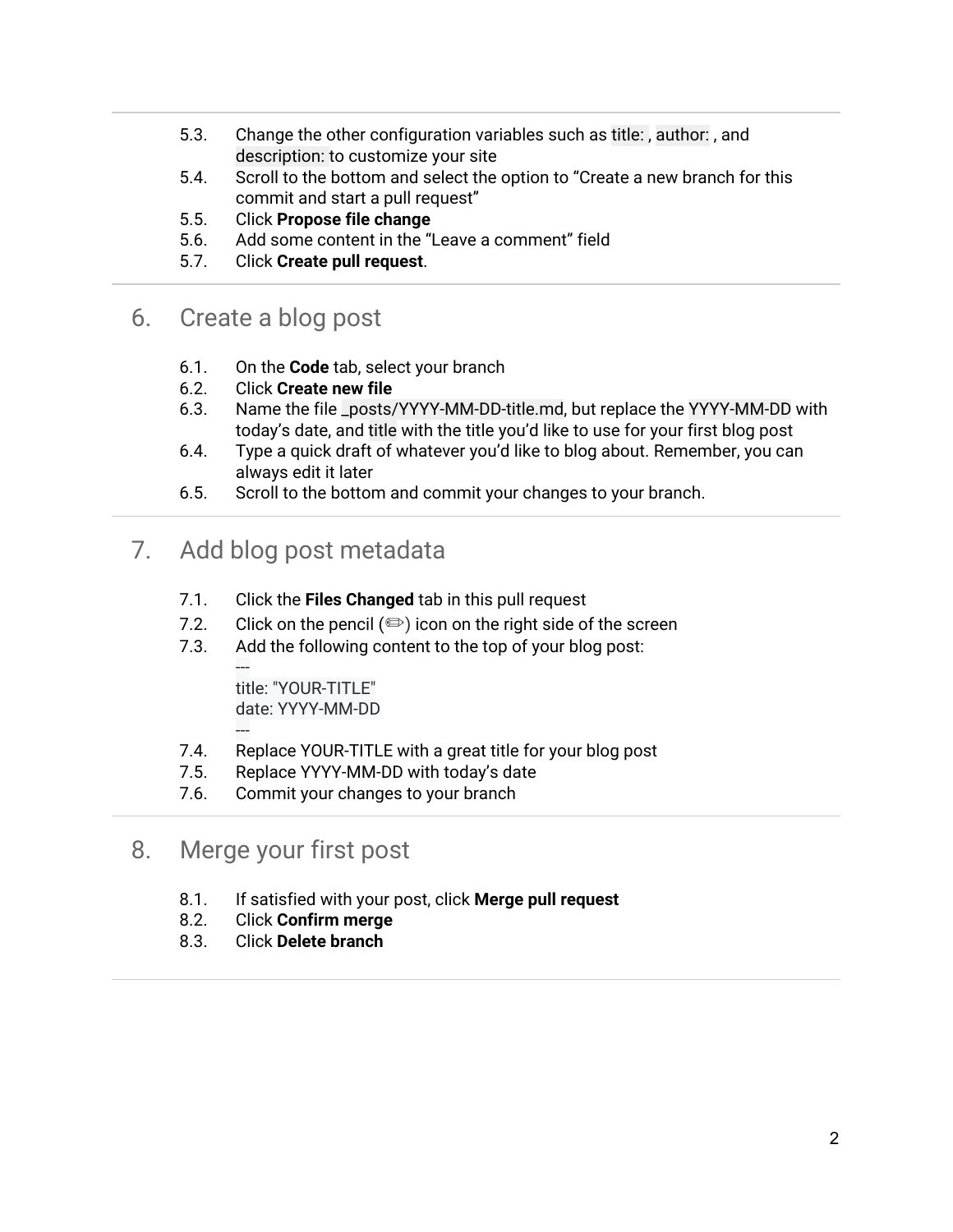5.3. Change the other configuration variables such as `title:`, `author:`, and `description:` to customize your site
5.4. Scroll to the bottom and select the option to "Create a new branch for this commit and start a pull request"
5.5. Click **Propose file change**
5.6. Add some content in the "Leave a comment" field
5.7. Click **Create pull request**.

## 6. Create a blog post

6.1. On the **Code** tab, select your branch
6.2. Click **Create new file**
6.3. Name the file `_posts/YYYY-MM-DD-title.md`, but replace the `YYYY-MM-DD` with today's date, and `title` with the title you'd like to use for your first blog post
6.4. Type a quick draft of whatever you'd like to blog about. Remember, you can always edit it later
6.5. Scroll to the bottom and commit your changes to your branch.

## 7. Add blog post metadata

7.1. Click the **Files Changed** tab in this pull request
7.2. Click on the pencil (✏) icon on the right side of the screen
7.3. Add the following content to the top of your blog post:

```
---
title: "YOUR-TITLE"
date: YYYY-MM-DD
---
```

7.4. Replace YOUR-TITLE with a great title for your blog post
7.5. Replace YYYY-MM-DD with today's date
7.6. Commit your changes to your branch

## 8. Merge your first post

8.1. If satisfied with your post, click **Merge pull request**
8.2. Click **Confirm merge**
8.3. Click **Delete branch**